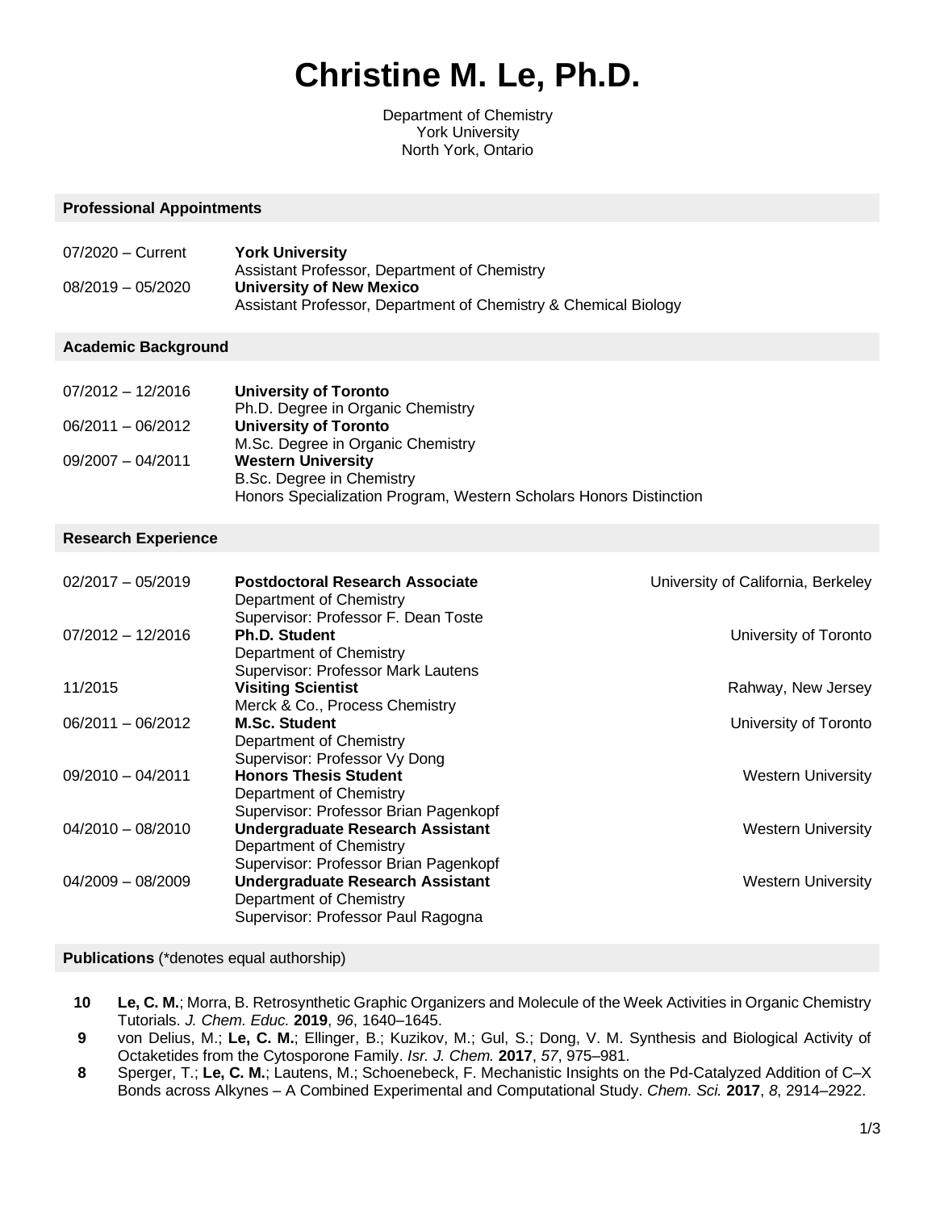# Christine M. Le, Ph.D.

Department of Chemistry
York University
North York, Ontario

## Professional Appointments

07/2020 – Current **York University**
Assistant Professor, Department of Chemistry

08/2019 – 05/2020 **University of New Mexico**
Assistant Professor, Department of Chemistry & Chemical Biology

## Academic Background

07/2012 – 12/2016 **University of Toronto**
Ph.D. Degree in Organic Chemistry

06/2011 – 06/2012 **University of Toronto**
M.Sc. Degree in Organic Chemistry

09/2007 – 04/2011 **Western University**
B.Sc. Degree in Chemistry
Honors Specialization Program, Western Scholars Honors Distinction

## Research Experience

02/2017 – 05/2019 **Postdoctoral Research Associate** — University of California, Berkeley
Department of Chemistry
Supervisor: Professor F. Dean Toste

07/2012 – 12/2016 **Ph.D. Student** — University of Toronto
Department of Chemistry
Supervisor: Professor Mark Lautens

11/2015 **Visiting Scientist** — Rahway, New Jersey
Merck & Co., Process Chemistry

06/2011 – 06/2012 **M.Sc. Student** — University of Toronto
Department of Chemistry
Supervisor: Professor Vy Dong

09/2010 – 04/2011 **Honors Thesis Student** — Western University
Department of Chemistry
Supervisor: Professor Brian Pagenkopf

04/2010 – 08/2010 **Undergraduate Research Assistant** — Western University
Department of Chemistry
Supervisor: Professor Brian Pagenkopf

04/2009 – 08/2009 **Undergraduate Research Assistant** — Western University
Department of Chemistry
Supervisor: Professor Paul Ragogna

## Publications (*denotes equal authorship)

**10** **Le, C. M.**; Morra, B. Retrosynthetic Graphic Organizers and Molecule of the Week Activities in Organic Chemistry Tutorials. *J. Chem. Educ.* **2019**, *96*, 1640–1645.

**9** von Delius, M.; **Le, C. M.**; Ellinger, B.; Kuzikov, M.; Gul, S.; Dong, V. M. Synthesis and Biological Activity of Octaketides from the Cytosporone Family. *Isr. J. Chem.* **2017**, *57*, 975–981.

**8** Sperger, T.; **Le, C. M.**; Lautens, M.; Schoenebeck, F. Mechanistic Insights on the Pd-Catalyzed Addition of C–X Bonds across Alkynes – A Combined Experimental and Computational Study. *Chem. Sci.* **2017**, *8*, 2914–2922.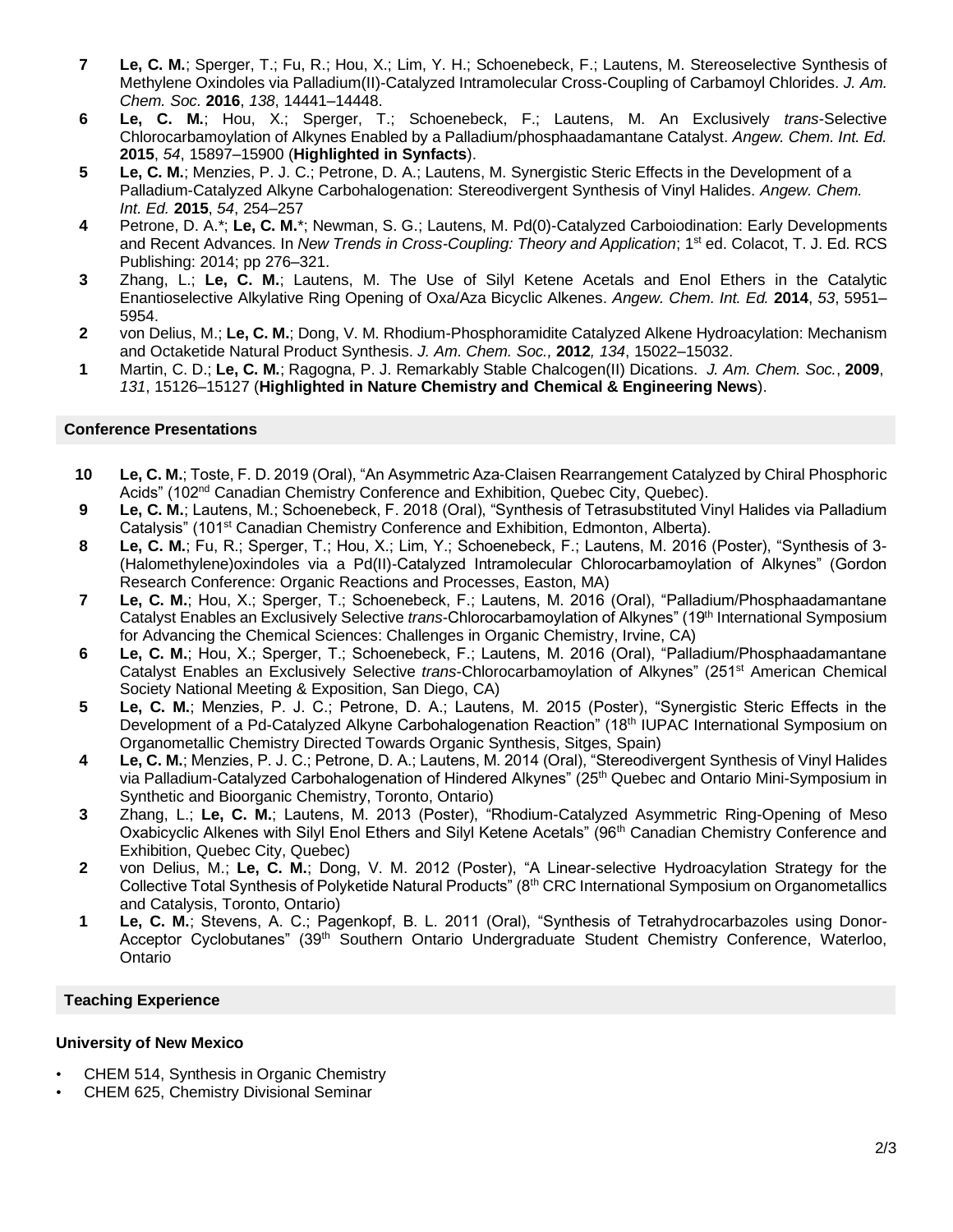**7** **Le, C. M.**; Sperger, T.; Fu, R.; Hou, X.; Lim, Y. H.; Schoenebeck, F.; Lautens, M. Stereoselective Synthesis of Methylene Oxindoles via Palladium(II)-Catalyzed Intramolecular Cross-Coupling of Carbamoyl Chlorides. *J. Am. Chem. Soc.* **2016**, *138*, 14441–14448.

**6** **Le, C. M.**; Hou, X.; Sperger, T.; Schoenebeck, F.; Lautens, M. An Exclusively *trans*-Selective Chlorocarbamoylation of Alkynes Enabled by a Palladium/phosphaadamantane Catalyst. *Angew. Chem. Int. Ed.* **2015**, *54*, 15897–15900 (**Highlighted in Synfacts**).

**5** **Le, C. M.**; Menzies, P. J. C.; Petrone, D. A.; Lautens, M. Synergistic Steric Effects in the Development of a Palladium-Catalyzed Alkyne Carbohalogenation: Stereodivergent Synthesis of Vinyl Halides. *Angew. Chem. Int. Ed.* **2015**, *54*, 254–257

**4** Petrone, D. A.\*; **Le, C. M.**\*; Newman, S. G.; Lautens, M. Pd(0)-Catalyzed Carboiodination: Early Developments and Recent Advances. In *New Trends in Cross-Coupling: Theory and Application*; 1st ed. Colacot, T. J. Ed. RCS Publishing: 2014; pp 276–321.

**3** Zhang, L.; **Le, C. M.**; Lautens, M. The Use of Silyl Ketene Acetals and Enol Ethers in the Catalytic Enantioselective Alkylative Ring Opening of Oxa/Aza Bicyclic Alkenes. *Angew. Chem. Int. Ed.* **2014**, *53*, 5951–5954.

**2** von Delius, M.; **Le, C. M.**; Dong, V. M. Rhodium-Phosphoramidite Catalyzed Alkene Hydroacylation: Mechanism and Octaketide Natural Product Synthesis. *J. Am. Chem. Soc.,* **2012***, 134*, 15022–15032.

**1** Martin, C. D.; **Le, C. M.**; Ragogna, P. J. Remarkably Stable Chalcogen(II) Dications. *J. Am. Chem. Soc.*, **2009**, *131*, 15126–15127 (**Highlighted in Nature Chemistry and Chemical & Engineering News**).

## Conference Presentations

**10** **Le, C. M.**; Toste, F. D. 2019 (Oral), "An Asymmetric Aza-Claisen Rearrangement Catalyzed by Chiral Phosphoric Acids" (102nd Canadian Chemistry Conference and Exhibition, Quebec City, Quebec).

**9** **Le, C. M.**; Lautens, M.; Schoenebeck, F. 2018 (Oral), "Synthesis of Tetrasubstituted Vinyl Halides via Palladium Catalysis" (101st Canadian Chemistry Conference and Exhibition, Edmonton, Alberta).

**8** **Le, C. M.**; Fu, R.; Sperger, T.; Hou, X.; Lim, Y.; Schoenebeck, F.; Lautens, M. 2016 (Poster), "Synthesis of 3-(Halomethylene)oxindoles via a Pd(II)-Catalyzed Intramolecular Chlorocarbamoylation of Alkynes" (Gordon Research Conference: Organic Reactions and Processes, Easton, MA)

**7** **Le, C. M.**; Hou, X.; Sperger, T.; Schoenebeck, F.; Lautens, M. 2016 (Oral), "Palladium/Phosphaadamantane Catalyst Enables an Exclusively Selective *trans*-Chlorocarbamoylation of Alkynes" (19th International Symposium for Advancing the Chemical Sciences: Challenges in Organic Chemistry, Irvine, CA)

**6** **Le, C. M.**; Hou, X.; Sperger, T.; Schoenebeck, F.; Lautens, M. 2016 (Oral), "Palladium/Phosphaadamantane Catalyst Enables an Exclusively Selective *trans*-Chlorocarbamoylation of Alkynes" (251st American Chemical Society National Meeting & Exposition, San Diego, CA)

**5** **Le, C. M.**; Menzies, P. J. C.; Petrone, D. A.; Lautens, M. 2015 (Poster), "Synergistic Steric Effects in the Development of a Pd-Catalyzed Alkyne Carbohalogenation Reaction" (18th IUPAC International Symposium on Organometallic Chemistry Directed Towards Organic Synthesis, Sitges, Spain)

**4** **Le, C. M.**; Menzies, P. J. C.; Petrone, D. A.; Lautens, M. 2014 (Oral), "Stereodivergent Synthesis of Vinyl Halides via Palladium-Catalyzed Carbohalogenation of Hindered Alkynes" (25th Quebec and Ontario Mini-Symposium in Synthetic and Bioorganic Chemistry, Toronto, Ontario)

**3** Zhang, L.; **Le, C. M.**; Lautens, M. 2013 (Poster), "Rhodium-Catalyzed Asymmetric Ring-Opening of Meso Oxabicyclic Alkenes with Silyl Enol Ethers and Silyl Ketene Acetals" (96th Canadian Chemistry Conference and Exhibition, Quebec City, Quebec)

**2** von Delius, M.; **Le, C. M.**; Dong, V. M. 2012 (Poster), "A Linear-selective Hydroacylation Strategy for the Collective Total Synthesis of Polyketide Natural Products" (8th CRC International Symposium on Organometallics and Catalysis, Toronto, Ontario)

**1** **Le, C. M.**; Stevens, A. C.; Pagenkopf, B. L. 2011 (Oral), "Synthesis of Tetrahydrocarbazoles using Donor-Acceptor Cyclobutanes" (39th Southern Ontario Undergraduate Student Chemistry Conference, Waterloo, Ontario

## Teaching Experience

### University of New Mexico

- CHEM 514, Synthesis in Organic Chemistry
- CHEM 625, Chemistry Divisional Seminar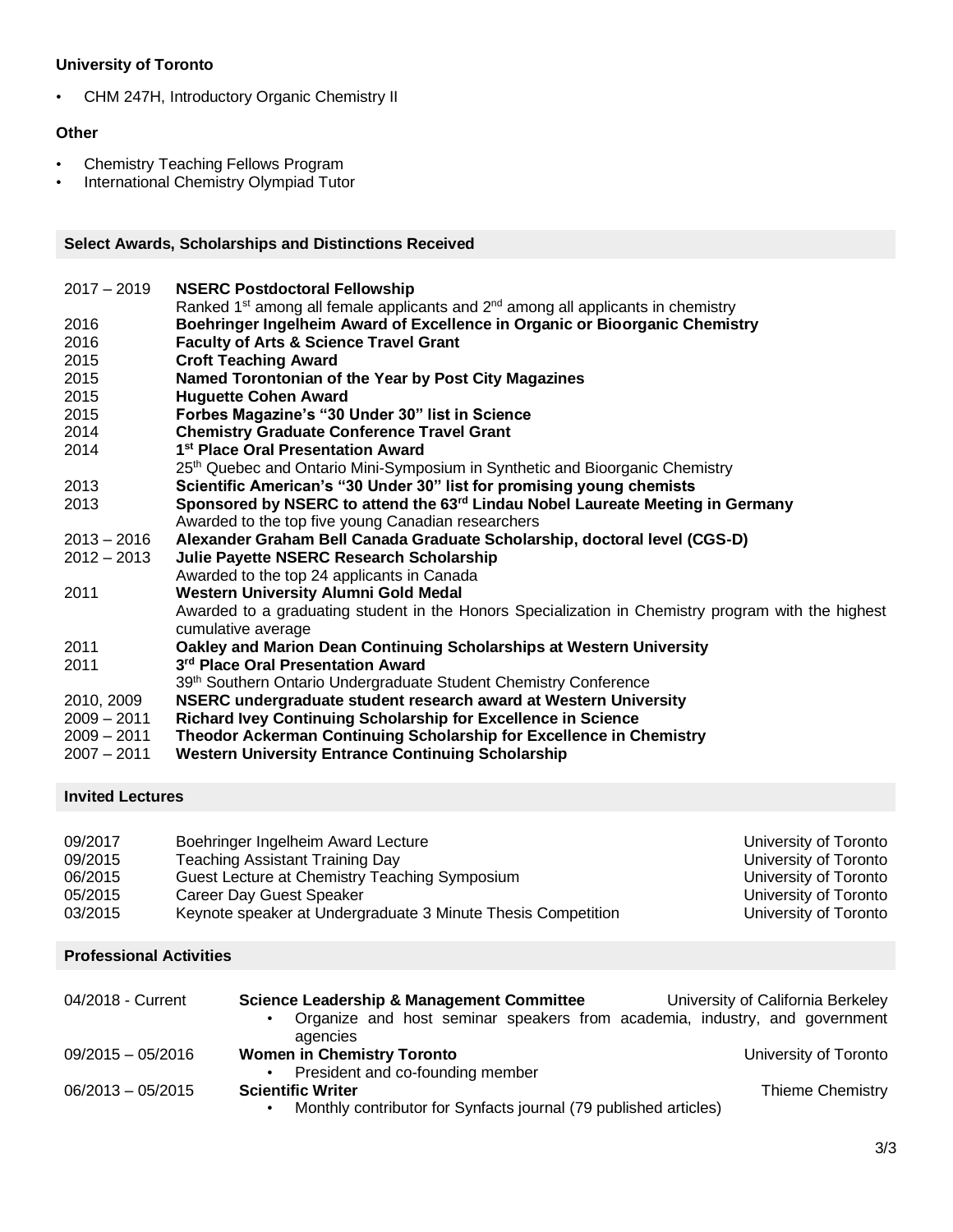**University of Toronto**

- CHM 247H, Introductory Organic Chemistry II

**Other**

- Chemistry Teaching Fellows Program
- International Chemistry Olympiad Tutor

## Select Awards, Scholarships and Distinctions Received

| | |
|---|---|
| 2017 – 2019 | **NSERC Postdoctoral Fellowship**<br>Ranked 1st among all female applicants and 2nd among all applicants in chemistry |
| 2016 | **Boehringer Ingelheim Award of Excellence in Organic or Bioorganic Chemistry** |
| 2016 | **Faculty of Arts & Science Travel Grant** |
| 2015 | **Croft Teaching Award** |
| 2015 | **Named Torontonian of the Year by Post City Magazines** |
| 2015 | **Huguette Cohen Award** |
| 2015 | **Forbes Magazine's "30 Under 30" list in Science** |
| 2014 | **Chemistry Graduate Conference Travel Grant** |
| 2014 | **1st Place Oral Presentation Award**<br>25th Quebec and Ontario Mini-Symposium in Synthetic and Bioorganic Chemistry |
| 2013 | **Scientific American's "30 Under 30" list for promising young chemists** |
| 2013 | **Sponsored by NSERC to attend the 63rd Lindau Nobel Laureate Meeting in Germany**<br>Awarded to the top five young Canadian researchers |
| 2013 – 2016 | **Alexander Graham Bell Canada Graduate Scholarship, doctoral level (CGS-D)** |
| 2012 – 2013 | **Julie Payette NSERC Research Scholarship**<br>Awarded to the top 24 applicants in Canada |
| 2011 | **Western University Alumni Gold Medal**<br>Awarded to a graduating student in the Honors Specialization in Chemistry program with the highest cumulative average |
| 2011 | **Oakley and Marion Dean Continuing Scholarships at Western University** |
| 2011 | **3rd Place Oral Presentation Award**<br>39th Southern Ontario Undergraduate Student Chemistry Conference |
| 2010, 2009 | **NSERC undergraduate student research award at Western University** |
| 2009 – 2011 | **Richard Ivey Continuing Scholarship for Excellence in Science** |
| 2009 – 2011 | **Theodor Ackerman Continuing Scholarship for Excellence in Chemistry** |
| 2007 – 2011 | **Western University Entrance Continuing Scholarship** |

## Invited Lectures

| | | |
|---|---|---|
| 09/2017 | Boehringer Ingelheim Award Lecture | University of Toronto |
| 09/2015 | Teaching Assistant Training Day | University of Toronto |
| 06/2015 | Guest Lecture at Chemistry Teaching Symposium | University of Toronto |
| 05/2015 | Career Day Guest Speaker | University of Toronto |
| 03/2015 | Keynote speaker at Undergraduate 3 Minute Thesis Competition | University of Toronto |

## Professional Activities

| | | |
|---|---|---|
| 04/2018 - Current | **Science Leadership & Management Committee**<br>• Organize and host seminar speakers from academia, industry, and government agencies | University of California Berkeley |
| 09/2015 – 05/2016 | **Women in Chemistry Toronto**<br>• President and co-founding member | University of Toronto |
| 06/2013 – 05/2015 | **Scientific Writer**<br>• Monthly contributor for Synfacts journal (79 published articles) | Thieme Chemistry |